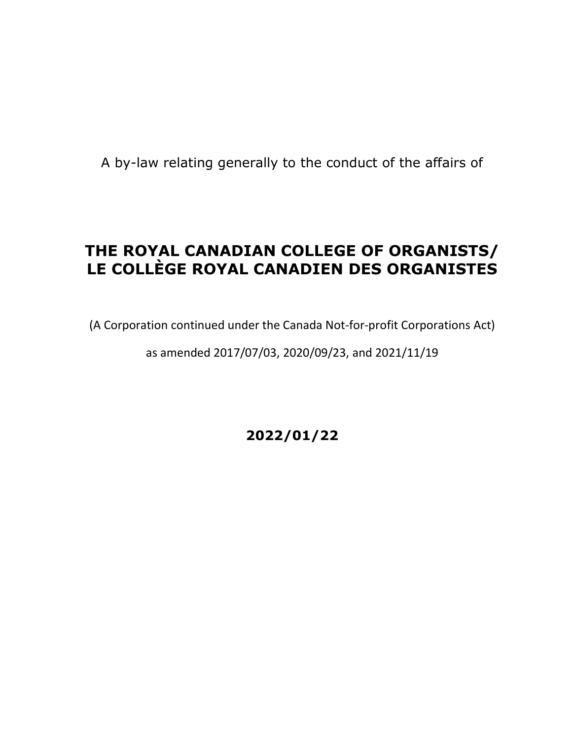A by-law relating generally to the conduct of the affairs of

# THE ROYAL CANADIAN COLLEGE OF ORGANISTS/ LE COLLÈGE ROYAL CANADIEN DES ORGANISTES

(A Corporation continued under the Canada Not-for-profit Corporations Act)

as amended 2017/07/03, 2020/09/23, and 2021/11/19

**2022/01/22**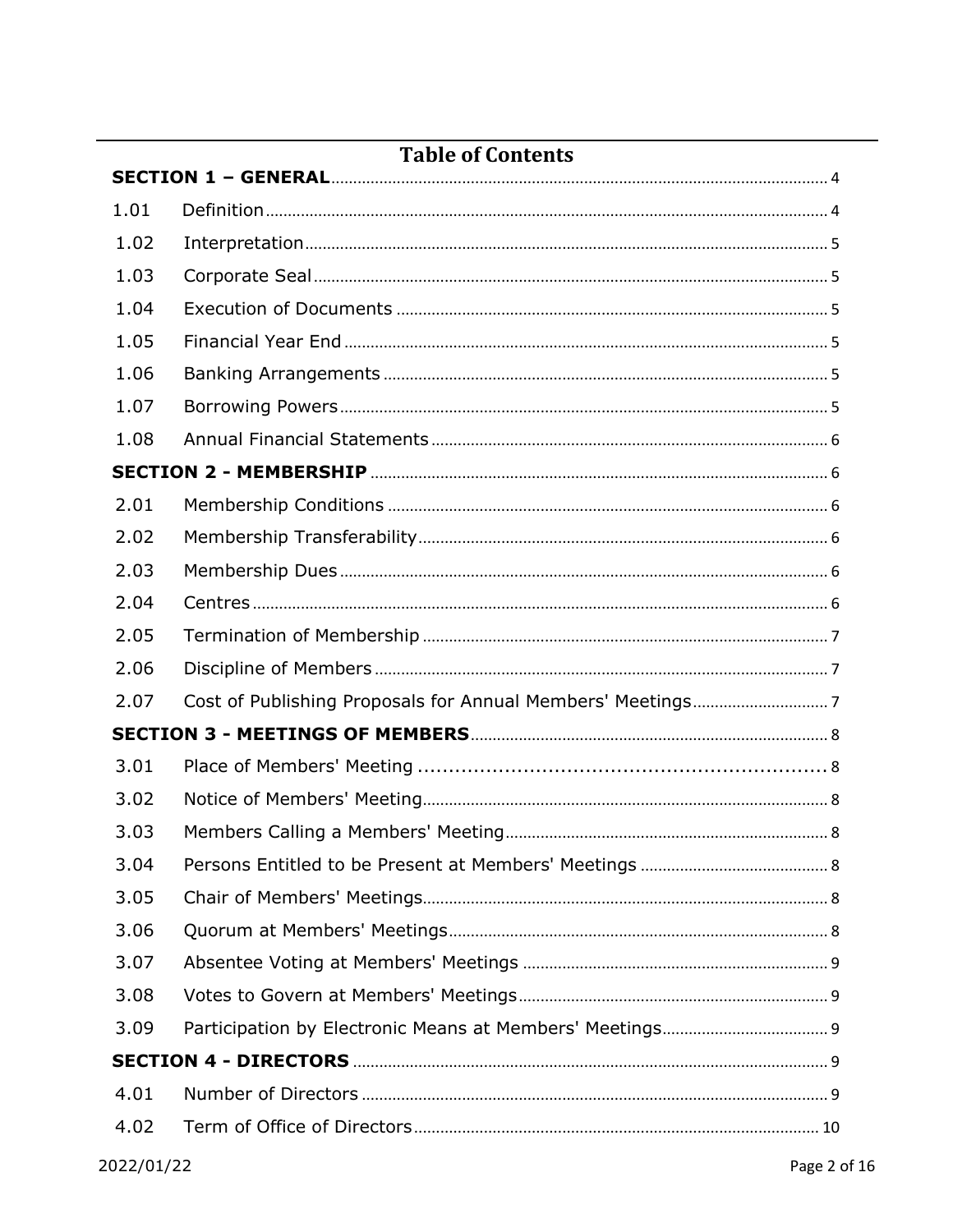# Table of Contents

**SECTION 1 – GENERAL** ..... 4

1.01 Definition ..... 4

1.02 Interpretation ..... 5

1.03 Corporate Seal ..... 5

1.04 Execution of Documents ..... 5

1.05 Financial Year End ..... 5

1.06 Banking Arrangements ..... 5

1.07 Borrowing Powers ..... 5

1.08 Annual Financial Statements ..... 6

**SECTION 2 - MEMBERSHIP** ..... 6

2.01 Membership Conditions ..... 6

2.02 Membership Transferability ..... 6

2.03 Membership Dues ..... 6

2.04 Centres ..... 6

2.05 Termination of Membership ..... 7

2.06 Discipline of Members ..... 7

2.07 Cost of Publishing Proposals for Annual Members' Meetings ..... 7

**SECTION 3 - MEETINGS OF MEMBERS** ..... 8

3.01 Place of Members' Meeting ..... 8

3.02 Notice of Members' Meeting ..... 8

3.03 Members Calling a Members' Meeting ..... 8

3.04 Persons Entitled to be Present at Members' Meetings ..... 8

3.05 Chair of Members' Meetings ..... 8

3.06 Quorum at Members' Meetings ..... 8

3.07 Absentee Voting at Members' Meetings ..... 9

3.08 Votes to Govern at Members' Meetings ..... 9

3.09 Participation by Electronic Means at Members' Meetings ..... 9

**SECTION 4 - DIRECTORS** ..... 9

4.01 Number of Directors ..... 9

4.02 Term of Office of Directors ..... 10

2022/01/22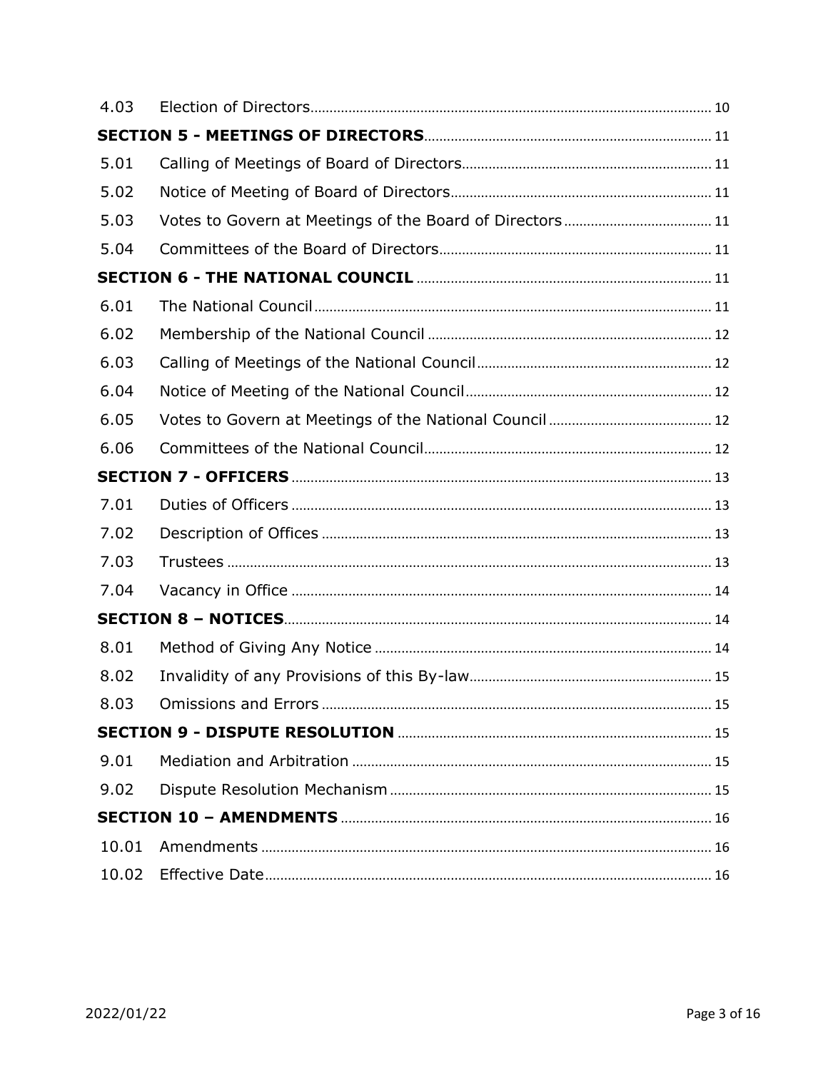| | | |
|---|---|---|
| 4.03 | Election of Directors | 10 |
| **SECTION 5 - MEETINGS OF DIRECTORS** | | 11 |
| 5.01 | Calling of Meetings of Board of Directors | 11 |
| 5.02 | Notice of Meeting of Board of Directors | 11 |
| 5.03 | Votes to Govern at Meetings of the Board of Directors | 11 |
| 5.04 | Committees of the Board of Directors | 11 |
| **SECTION 6 - THE NATIONAL COUNCIL** | | 11 |
| 6.01 | The National Council | 11 |
| 6.02 | Membership of the National Council | 12 |
| 6.03 | Calling of Meetings of the National Council | 12 |
| 6.04 | Notice of Meeting of the National Council | 12 |
| 6.05 | Votes to Govern at Meetings of the National Council | 12 |
| 6.06 | Committees of the National Council | 12 |
| **SECTION 7 - OFFICERS** | | 13 |
| 7.01 | Duties of Officers | 13 |
| 7.02 | Description of Offices | 13 |
| 7.03 | Trustees | 13 |
| 7.04 | Vacancy in Office | 14 |
| **SECTION 8 – NOTICES** | | 14 |
| 8.01 | Method of Giving Any Notice | 14 |
| 8.02 | Invalidity of any Provisions of this By-law | 15 |
| 8.03 | Omissions and Errors | 15 |
| **SECTION 9 - DISPUTE RESOLUTION** | | 15 |
| 9.01 | Mediation and Arbitration | 15 |
| 9.02 | Dispute Resolution Mechanism | 15 |
| **SECTION 10 – AMENDMENTS** | | 16 |
| 10.01 | Amendments | 16 |
| 10.02 | Effective Date | 16 |

2022/01/22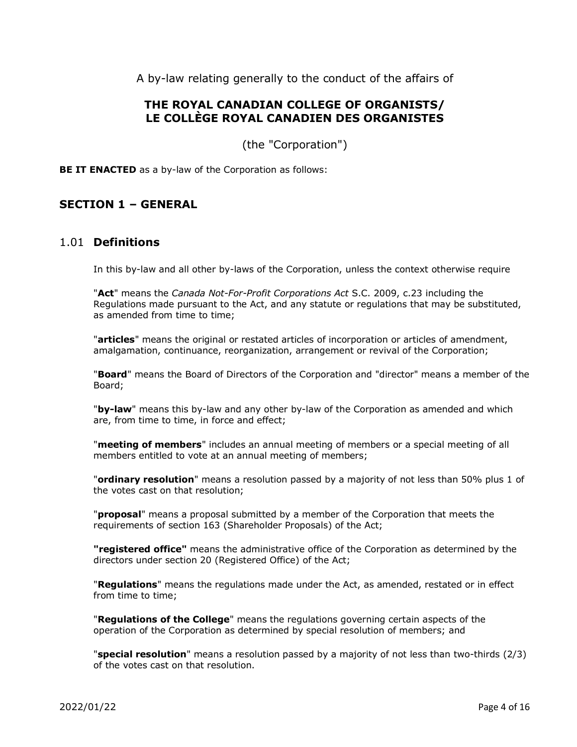A by-law relating generally to the conduct of the affairs of

## THE ROYAL CANADIAN COLLEGE OF ORGANISTS/ LE COLLÈGE ROYAL CANADIEN DES ORGANISTES

(the "Corporation")

**BE IT ENACTED** as a by-law of the Corporation as follows:

## SECTION 1 – GENERAL

### 1.01 Definitions

In this by-law and all other by-laws of the Corporation, unless the context otherwise require

"**Act**" means the *Canada Not-For-Profit Corporations Act* S.C. 2009, c.23 including the Regulations made pursuant to the Act, and any statute or regulations that may be substituted, as amended from time to time;

"**articles**" means the original or restated articles of incorporation or articles of amendment, amalgamation, continuance, reorganization, arrangement or revival of the Corporation;

"**Board**" means the Board of Directors of the Corporation and "director" means a member of the Board;

"**by-law**" means this by-law and any other by-law of the Corporation as amended and which are, from time to time, in force and effect;

"**meeting of members**" includes an annual meeting of members or a special meeting of all members entitled to vote at an annual meeting of members;

"**ordinary resolution**" means a resolution passed by a majority of not less than 50% plus 1 of the votes cast on that resolution;

"**proposal**" means a proposal submitted by a member of the Corporation that meets the requirements of section 163 (Shareholder Proposals) of the Act;

**"registered office"** means the administrative office of the Corporation as determined by the directors under section 20 (Registered Office) of the Act;

"**Regulations**" means the regulations made under the Act, as amended, restated or in effect from time to time;

"**Regulations of the College**" means the regulations governing certain aspects of the operation of the Corporation as determined by special resolution of members; and

"**special resolution**" means a resolution passed by a majority of not less than two-thirds (2/3) of the votes cast on that resolution.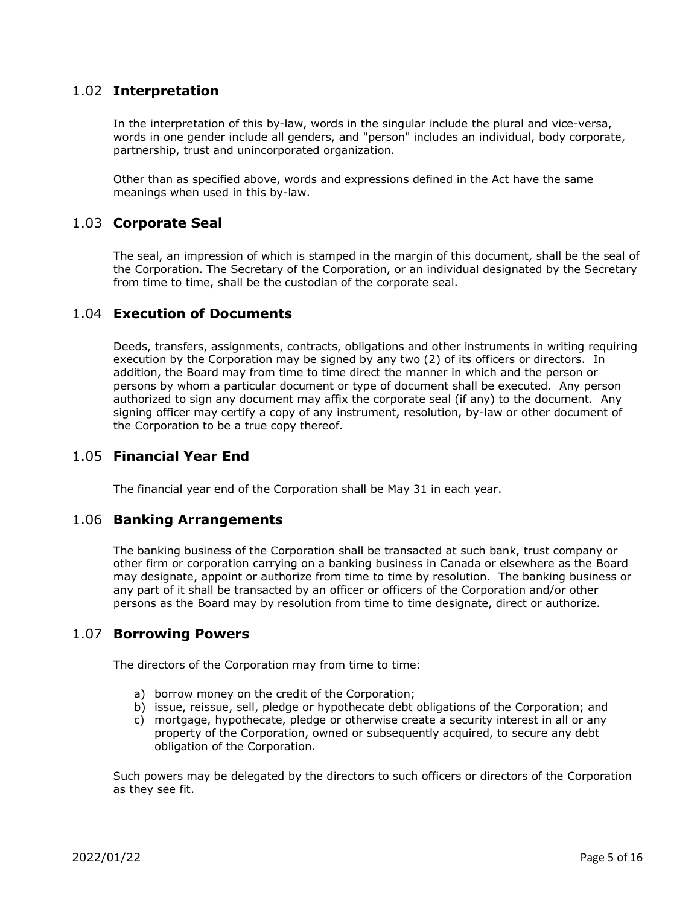## 1.02 **Interpretation**

In the interpretation of this by-law, words in the singular include the plural and vice-versa, words in one gender include all genders, and "person" includes an individual, body corporate, partnership, trust and unincorporated organization.

Other than as specified above, words and expressions defined in the Act have the same meanings when used in this by-law.

## 1.03 **Corporate Seal**

The seal, an impression of which is stamped in the margin of this document, shall be the seal of the Corporation. The Secretary of the Corporation, or an individual designated by the Secretary from time to time, shall be the custodian of the corporate seal.

## 1.04 **Execution of Documents**

Deeds, transfers, assignments, contracts, obligations and other instruments in writing requiring execution by the Corporation may be signed by any two (2) of its officers or directors. In addition, the Board may from time to time direct the manner in which and the person or persons by whom a particular document or type of document shall be executed. Any person authorized to sign any document may affix the corporate seal (if any) to the document. Any signing officer may certify a copy of any instrument, resolution, by-law or other document of the Corporation to be a true copy thereof.

## 1.05 **Financial Year End**

The financial year end of the Corporation shall be May 31 in each year.

## 1.06 **Banking Arrangements**

The banking business of the Corporation shall be transacted at such bank, trust company or other firm or corporation carrying on a banking business in Canada or elsewhere as the Board may designate, appoint or authorize from time to time by resolution. The banking business or any part of it shall be transacted by an officer or officers of the Corporation and/or other persons as the Board may by resolution from time to time designate, direct or authorize.

## 1.07 **Borrowing Powers**

The directors of the Corporation may from time to time:

a) borrow money on the credit of the Corporation;
b) issue, reissue, sell, pledge or hypothecate debt obligations of the Corporation; and
c) mortgage, hypothecate, pledge or otherwise create a security interest in all or any property of the Corporation, owned or subsequently acquired, to secure any debt obligation of the Corporation.

Such powers may be delegated by the directors to such officers or directors of the Corporation as they see fit.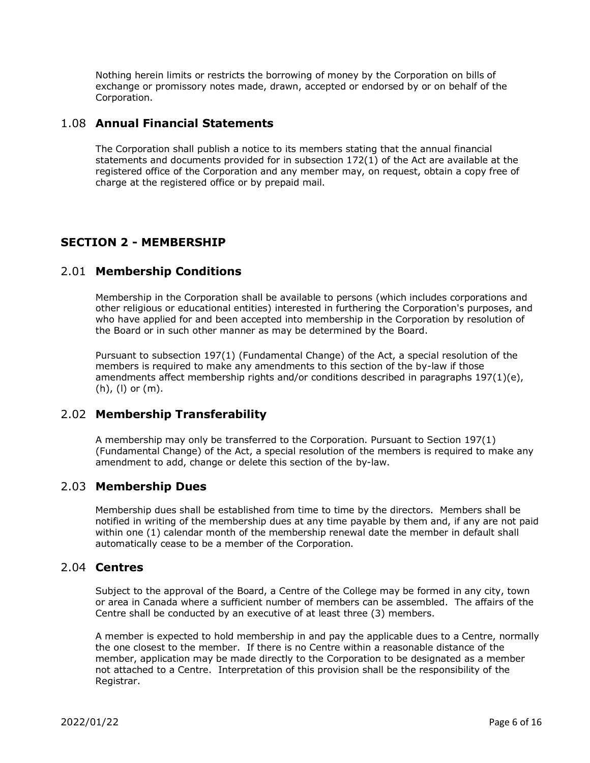Nothing herein limits or restricts the borrowing of money by the Corporation on bills of exchange or promissory notes made, drawn, accepted or endorsed by or on behalf of the Corporation.

### 1.08 **Annual Financial Statements**

The Corporation shall publish a notice to its members stating that the annual financial statements and documents provided for in subsection 172(1) of the Act are available at the registered office of the Corporation and any member may, on request, obtain a copy free of charge at the registered office or by prepaid mail.

## SECTION 2 - MEMBERSHIP

### 2.01 **Membership Conditions**

Membership in the Corporation shall be available to persons (which includes corporations and other religious or educational entities) interested in furthering the Corporation's purposes, and who have applied for and been accepted into membership in the Corporation by resolution of the Board or in such other manner as may be determined by the Board.

Pursuant to subsection 197(1) (Fundamental Change) of the Act, a special resolution of the members is required to make any amendments to this section of the by-law if those amendments affect membership rights and/or conditions described in paragraphs 197(1)(e), (h), (l) or (m).

### 2.02 **Membership Transferability**

A membership may only be transferred to the Corporation. Pursuant to Section 197(1) (Fundamental Change) of the Act, a special resolution of the members is required to make any amendment to add, change or delete this section of the by-law.

### 2.03 **Membership Dues**

Membership dues shall be established from time to time by the directors. Members shall be notified in writing of the membership dues at any time payable by them and, if any are not paid within one (1) calendar month of the membership renewal date the member in default shall automatically cease to be a member of the Corporation.

### 2.04 **Centres**

Subject to the approval of the Board, a Centre of the College may be formed in any city, town or area in Canada where a sufficient number of members can be assembled. The affairs of the Centre shall be conducted by an executive of at least three (3) members.

A member is expected to hold membership in and pay the applicable dues to a Centre, normally the one closest to the member. If there is no Centre within a reasonable distance of the member, application may be made directly to the Corporation to be designated as a member not attached to a Centre. Interpretation of this provision shall be the responsibility of the Registrar.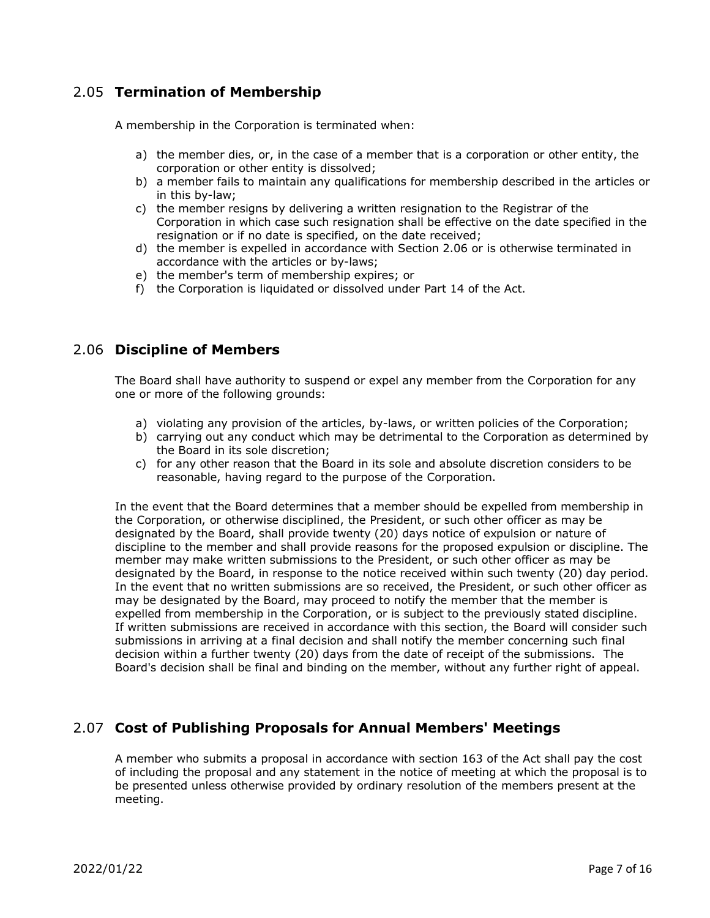## 2.05 **Termination of Membership**

A membership in the Corporation is terminated when:

a) the member dies, or, in the case of a member that is a corporation or other entity, the corporation or other entity is dissolved;
b) a member fails to maintain any qualifications for membership described in the articles or in this by-law;
c) the member resigns by delivering a written resignation to the Registrar of the Corporation in which case such resignation shall be effective on the date specified in the resignation or if no date is specified, on the date received;
d) the member is expelled in accordance with Section 2.06 or is otherwise terminated in accordance with the articles or by-laws;
e) the member's term of membership expires; or
f) the Corporation is liquidated or dissolved under Part 14 of the Act.

## 2.06 **Discipline of Members**

The Board shall have authority to suspend or expel any member from the Corporation for any one or more of the following grounds:

a) violating any provision of the articles, by-laws, or written policies of the Corporation;
b) carrying out any conduct which may be detrimental to the Corporation as determined by the Board in its sole discretion;
c) for any other reason that the Board in its sole and absolute discretion considers to be reasonable, having regard to the purpose of the Corporation.

In the event that the Board determines that a member should be expelled from membership in the Corporation, or otherwise disciplined, the President, or such other officer as may be designated by the Board, shall provide twenty (20) days notice of expulsion or nature of discipline to the member and shall provide reasons for the proposed expulsion or discipline. The member may make written submissions to the President, or such other officer as may be designated by the Board, in response to the notice received within such twenty (20) day period. In the event that no written submissions are so received, the President, or such other officer as may be designated by the Board, may proceed to notify the member that the member is expelled from membership in the Corporation, or is subject to the previously stated discipline. If written submissions are received in accordance with this section, the Board will consider such submissions in arriving at a final decision and shall notify the member concerning such final decision within a further twenty (20) days from the date of receipt of the submissions. The Board's decision shall be final and binding on the member, without any further right of appeal.

## 2.07 **Cost of Publishing Proposals for Annual Members' Meetings**

A member who submits a proposal in accordance with section 163 of the Act shall pay the cost of including the proposal and any statement in the notice of meeting at which the proposal is to be presented unless otherwise provided by ordinary resolution of the members present at the meeting.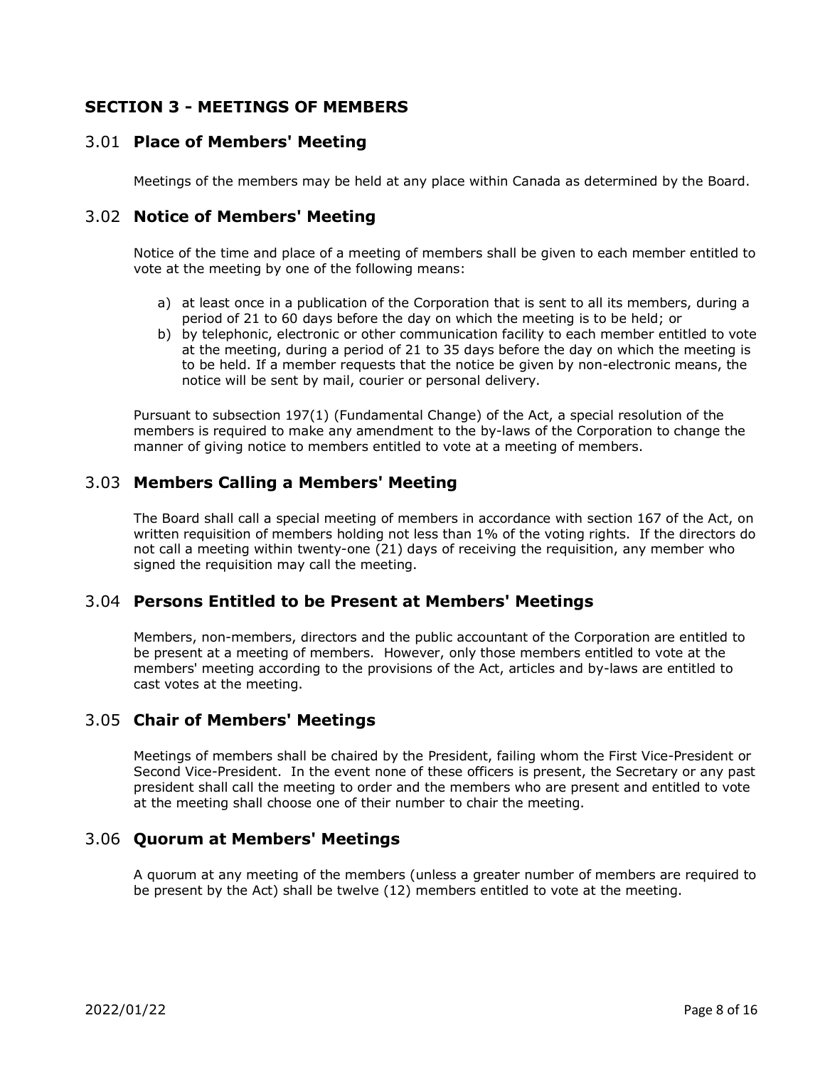## SECTION 3 - MEETINGS OF MEMBERS

### 3.01 **Place of Members' Meeting**

Meetings of the members may be held at any place within Canada as determined by the Board.

### 3.02 **Notice of Members' Meeting**

Notice of the time and place of a meeting of members shall be given to each member entitled to vote at the meeting by one of the following means:

a) at least once in a publication of the Corporation that is sent to all its members, during a period of 21 to 60 days before the day on which the meeting is to be held; or
b) by telephonic, electronic or other communication facility to each member entitled to vote at the meeting, during a period of 21 to 35 days before the day on which the meeting is to be held. If a member requests that the notice be given by non-electronic means, the notice will be sent by mail, courier or personal delivery.

Pursuant to subsection 197(1) (Fundamental Change) of the Act, a special resolution of the members is required to make any amendment to the by-laws of the Corporation to change the manner of giving notice to members entitled to vote at a meeting of members.

### 3.03 **Members Calling a Members' Meeting**

The Board shall call a special meeting of members in accordance with section 167 of the Act, on written requisition of members holding not less than 1% of the voting rights. If the directors do not call a meeting within twenty-one (21) days of receiving the requisition, any member who signed the requisition may call the meeting.

### 3.04 **Persons Entitled to be Present at Members' Meetings**

Members, non-members, directors and the public accountant of the Corporation are entitled to be present at a meeting of members. However, only those members entitled to vote at the members' meeting according to the provisions of the Act, articles and by-laws are entitled to cast votes at the meeting.

### 3.05 **Chair of Members' Meetings**

Meetings of members shall be chaired by the President, failing whom the First Vice-President or Second Vice-President. In the event none of these officers is present, the Secretary or any past president shall call the meeting to order and the members who are present and entitled to vote at the meeting shall choose one of their number to chair the meeting.

### 3.06 **Quorum at Members' Meetings**

A quorum at any meeting of the members (unless a greater number of members are required to be present by the Act) shall be twelve (12) members entitled to vote at the meeting.

2022/01/22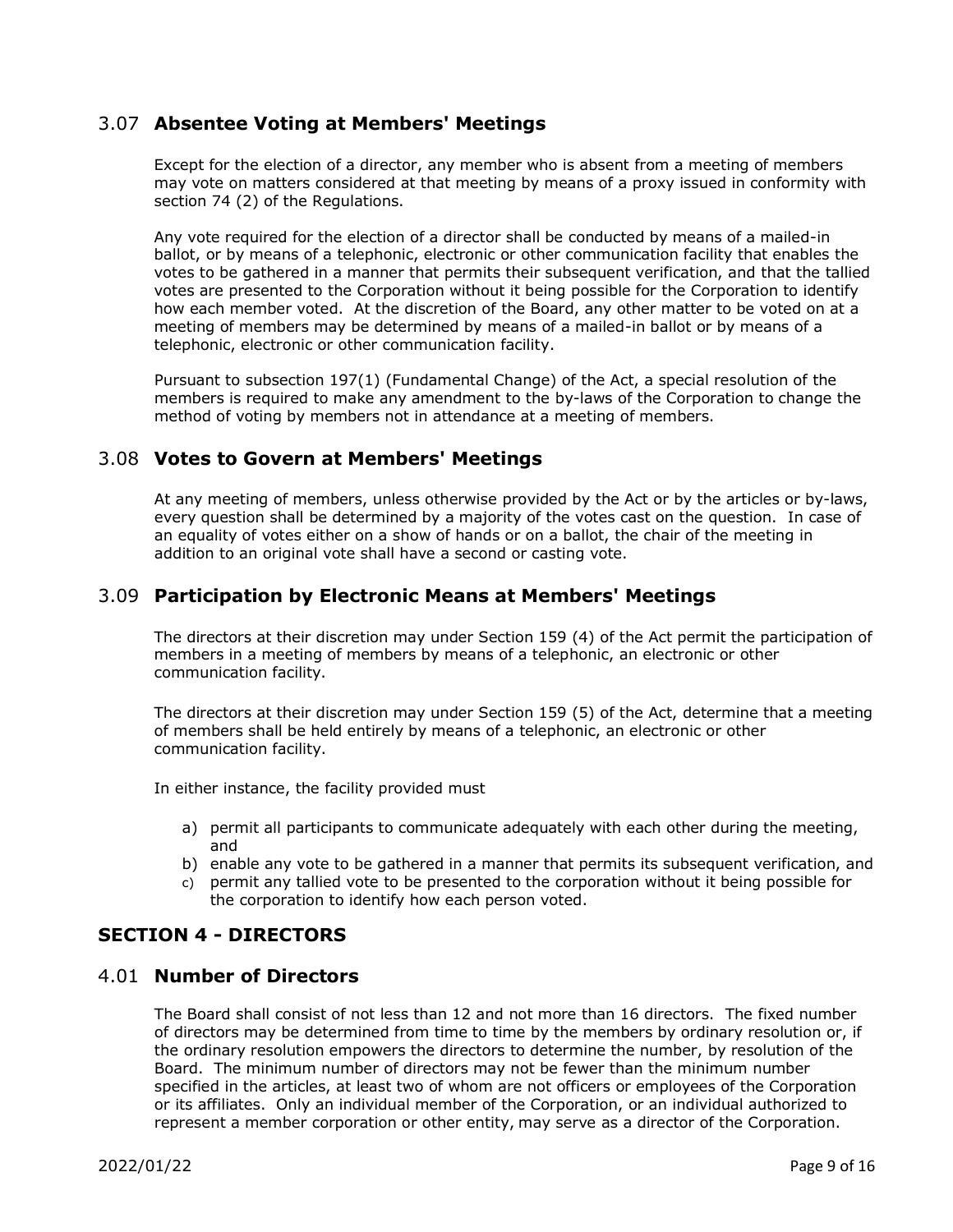### 3.07 **Absentee Voting at Members' Meetings**

Except for the election of a director, any member who is absent from a meeting of members may vote on matters considered at that meeting by means of a proxy issued in conformity with section 74 (2) of the Regulations.

Any vote required for the election of a director shall be conducted by means of a mailed-in ballot, or by means of a telephonic, electronic or other communication facility that enables the votes to be gathered in a manner that permits their subsequent verification, and that the tallied votes are presented to the Corporation without it being possible for the Corporation to identify how each member voted. At the discretion of the Board, any other matter to be voted on at a meeting of members may be determined by means of a mailed-in ballot or by means of a telephonic, electronic or other communication facility.

Pursuant to subsection 197(1) (Fundamental Change) of the Act, a special resolution of the members is required to make any amendment to the by-laws of the Corporation to change the method of voting by members not in attendance at a meeting of members.

### 3.08 **Votes to Govern at Members' Meetings**

At any meeting of members, unless otherwise provided by the Act or by the articles or by-laws, every question shall be determined by a majority of the votes cast on the question. In case of an equality of votes either on a show of hands or on a ballot, the chair of the meeting in addition to an original vote shall have a second or casting vote.

### 3.09 **Participation by Electronic Means at Members' Meetings**

The directors at their discretion may under Section 159 (4) of the Act permit the participation of members in a meeting of members by means of a telephonic, an electronic or other communication facility.

The directors at their discretion may under Section 159 (5) of the Act, determine that a meeting of members shall be held entirely by means of a telephonic, an electronic or other communication facility.

In either instance, the facility provided must

a) permit all participants to communicate adequately with each other during the meeting, and
b) enable any vote to be gathered in a manner that permits its subsequent verification, and
c) permit any tallied vote to be presented to the corporation without it being possible for the corporation to identify how each person voted.

## SECTION 4 - DIRECTORS

### 4.01 **Number of Directors**

The Board shall consist of not less than 12 and not more than 16 directors. The fixed number of directors may be determined from time to time by the members by ordinary resolution or, if the ordinary resolution empowers the directors to determine the number, by resolution of the Board. The minimum number of directors may not be fewer than the minimum number specified in the articles, at least two of whom are not officers or employees of the Corporation or its affiliates. Only an individual member of the Corporation, or an individual authorized to represent a member corporation or other entity, may serve as a director of the Corporation.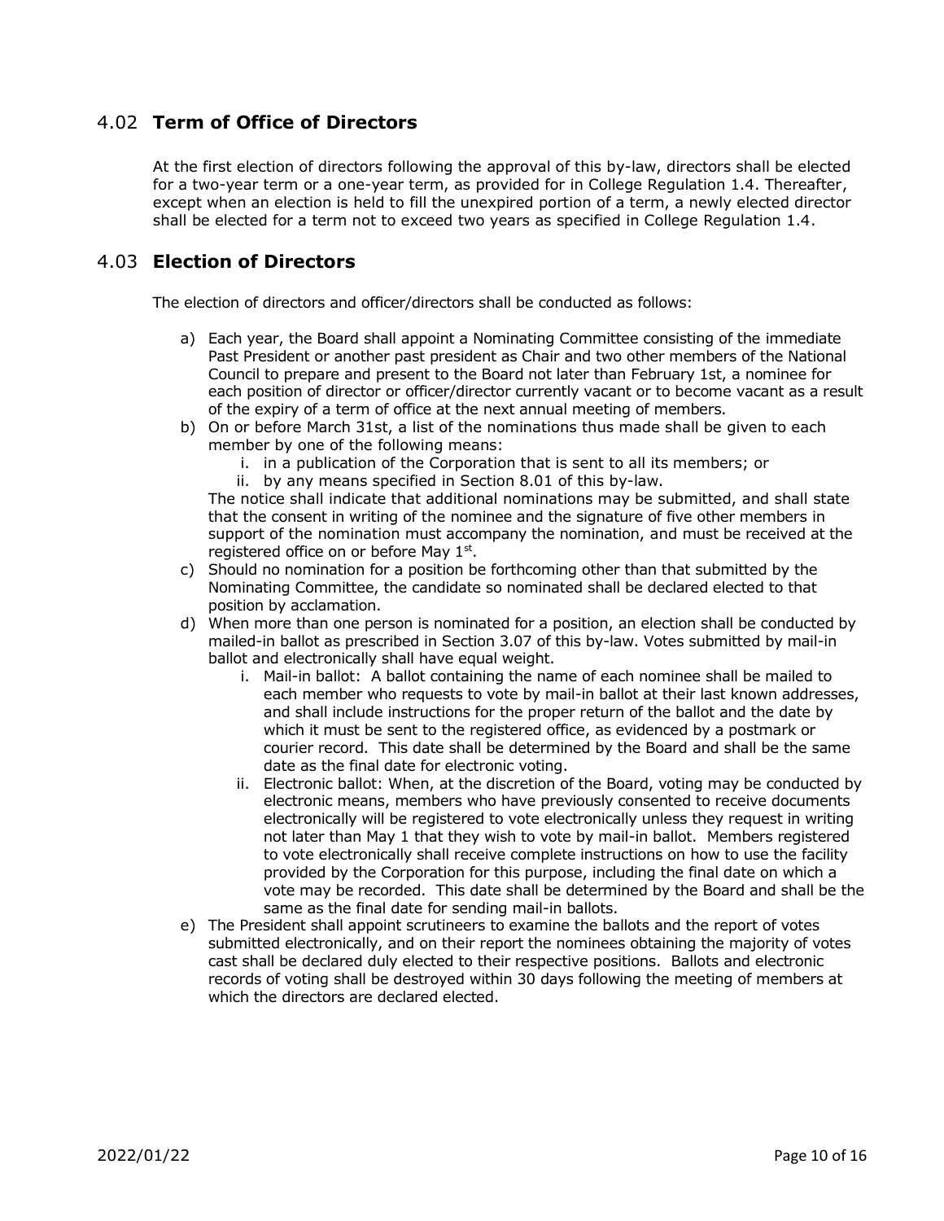## 4.02 **Term of Office of Directors**

At the first election of directors following the approval of this by-law, directors shall be elected for a two-year term or a one-year term, as provided for in College Regulation 1.4. Thereafter, except when an election is held to fill the unexpired portion of a term, a newly elected director shall be elected for a term not to exceed two years as specified in College Regulation 1.4.

## 4.03 **Election of Directors**

The election of directors and officer/directors shall be conducted as follows:

a) Each year, the Board shall appoint a Nominating Committee consisting of the immediate Past President or another past president as Chair and two other members of the National Council to prepare and present to the Board not later than February 1st, a nominee for each position of director or officer/director currently vacant or to become vacant as a result of the expiry of a term of office at the next annual meeting of members.

b) On or before March 31st, a list of the nominations thus made shall be given to each member by one of the following means:
   i. in a publication of the Corporation that is sent to all its members; or
   ii. by any means specified in Section 8.01 of this by-law.

   The notice shall indicate that additional nominations may be submitted, and shall state that the consent in writing of the nominee and the signature of five other members in support of the nomination must accompany the nomination, and must be received at the registered office on or before May 1st.

c) Should no nomination for a position be forthcoming other than that submitted by the Nominating Committee, the candidate so nominated shall be declared elected to that position by acclamation.

d) When more than one person is nominated for a position, an election shall be conducted by mailed-in ballot as prescribed in Section 3.07 of this by-law. Votes submitted by mail-in ballot and electronically shall have equal weight.
   i. Mail-in ballot: A ballot containing the name of each nominee shall be mailed to each member who requests to vote by mail-in ballot at their last known addresses, and shall include instructions for the proper return of the ballot and the date by which it must be sent to the registered office, as evidenced by a postmark or courier record. This date shall be determined by the Board and shall be the same date as the final date for electronic voting.
   ii. Electronic ballot: When, at the discretion of the Board, voting may be conducted by electronic means, members who have previously consented to receive documents electronically will be registered to vote electronically unless they request in writing not later than May 1 that they wish to vote by mail-in ballot. Members registered to vote electronically shall receive complete instructions on how to use the facility provided by the Corporation for this purpose, including the final date on which a vote may be recorded. This date shall be determined by the Board and shall be the same as the final date for sending mail-in ballots.

e) The President shall appoint scrutineers to examine the ballots and the report of votes submitted electronically, and on their report the nominees obtaining the majority of votes cast shall be declared duly elected to their respective positions. Ballots and electronic records of voting shall be destroyed within 30 days following the meeting of members at which the directors are declared elected.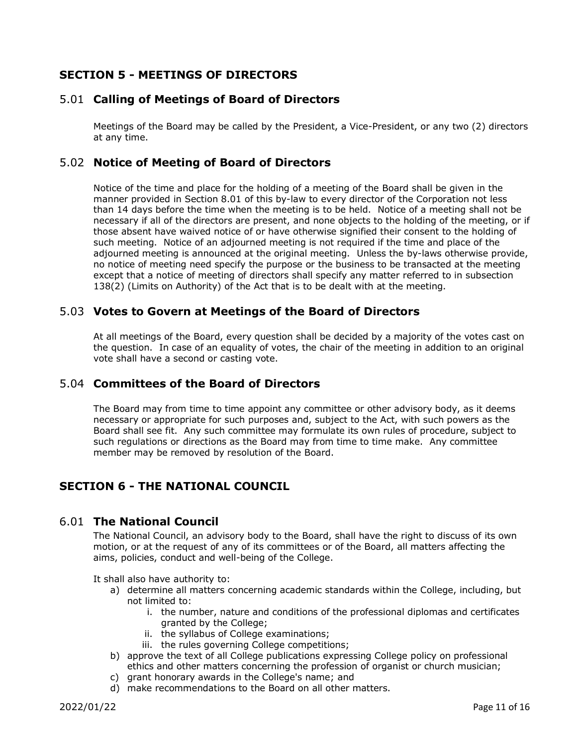## SECTION 5 - MEETINGS OF DIRECTORS

### 5.01 Calling of Meetings of Board of Directors

Meetings of the Board may be called by the President, a Vice-President, or any two (2) directors at any time.

### 5.02 Notice of Meeting of Board of Directors

Notice of the time and place for the holding of a meeting of the Board shall be given in the manner provided in Section 8.01 of this by-law to every director of the Corporation not less than 14 days before the time when the meeting is to be held. Notice of a meeting shall not be necessary if all of the directors are present, and none objects to the holding of the meeting, or if those absent have waived notice of or have otherwise signified their consent to the holding of such meeting. Notice of an adjourned meeting is not required if the time and place of the adjourned meeting is announced at the original meeting. Unless the by-laws otherwise provide, no notice of meeting need specify the purpose or the business to be transacted at the meeting except that a notice of meeting of directors shall specify any matter referred to in subsection 138(2) (Limits on Authority) of the Act that is to be dealt with at the meeting.

### 5.03 Votes to Govern at Meetings of the Board of Directors

At all meetings of the Board, every question shall be decided by a majority of the votes cast on the question. In case of an equality of votes, the chair of the meeting in addition to an original vote shall have a second or casting vote.

### 5.04 Committees of the Board of Directors

The Board may from time to time appoint any committee or other advisory body, as it deems necessary or appropriate for such purposes and, subject to the Act, with such powers as the Board shall see fit. Any such committee may formulate its own rules of procedure, subject to such regulations or directions as the Board may from time to time make. Any committee member may be removed by resolution of the Board.

## SECTION 6 - THE NATIONAL COUNCIL

### 6.01 The National Council

The National Council, an advisory body to the Board, shall have the right to discuss of its own motion, or at the request of any of its committees or of the Board, all matters affecting the aims, policies, conduct and well-being of the College.

It shall also have authority to:

a) determine all matters concerning academic standards within the College, including, but not limited to:
    i. the number, nature and conditions of the professional diplomas and certificates granted by the College;
    ii. the syllabus of College examinations;
    iii. the rules governing College competitions;
b) approve the text of all College publications expressing College policy on professional ethics and other matters concerning the profession of organist or church musician;
c) grant honorary awards in the College's name; and
d) make recommendations to the Board on all other matters.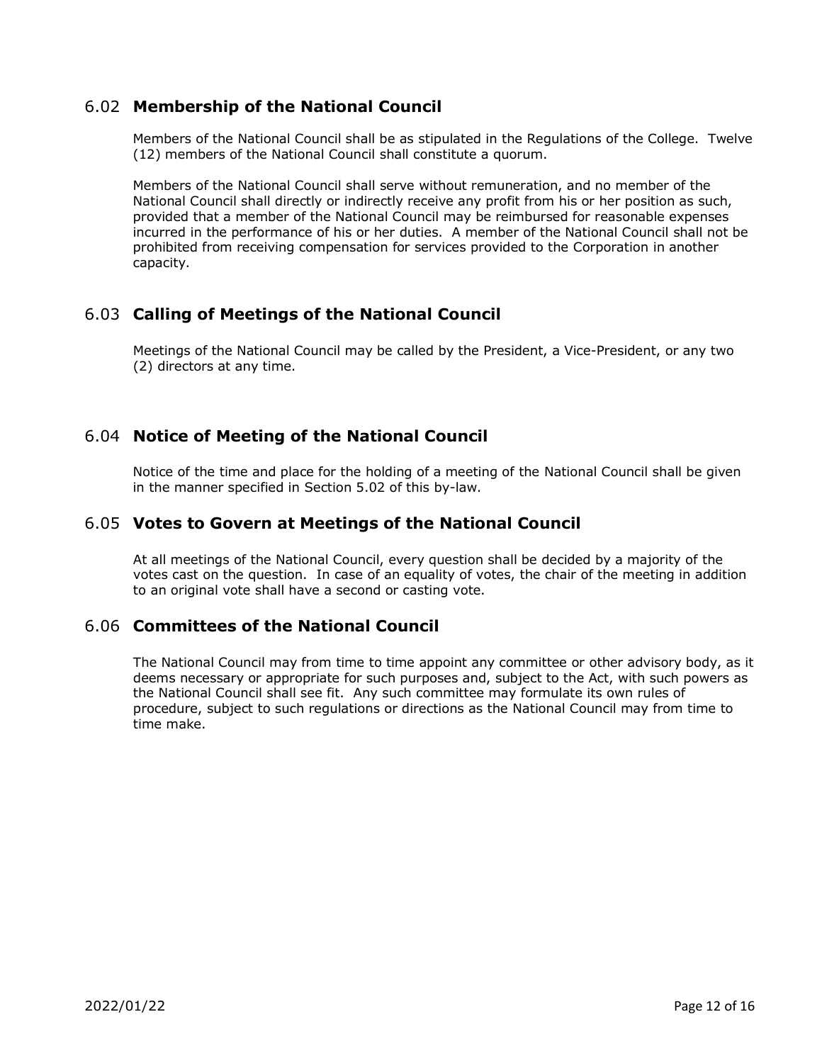## 6.02 **Membership of the National Council**

Members of the National Council shall be as stipulated in the Regulations of the College. Twelve (12) members of the National Council shall constitute a quorum.

Members of the National Council shall serve without remuneration, and no member of the National Council shall directly or indirectly receive any profit from his or her position as such, provided that a member of the National Council may be reimbursed for reasonable expenses incurred in the performance of his or her duties. A member of the National Council shall not be prohibited from receiving compensation for services provided to the Corporation in another capacity.

## 6.03 **Calling of Meetings of the National Council**

Meetings of the National Council may be called by the President, a Vice-President, or any two (2) directors at any time.

## 6.04 **Notice of Meeting of the National Council**

Notice of the time and place for the holding of a meeting of the National Council shall be given in the manner specified in Section 5.02 of this by-law.

## 6.05 **Votes to Govern at Meetings of the National Council**

At all meetings of the National Council, every question shall be decided by a majority of the votes cast on the question. In case of an equality of votes, the chair of the meeting in addition to an original vote shall have a second or casting vote.

## 6.06 **Committees of the National Council**

The National Council may from time to time appoint any committee or other advisory body, as it deems necessary or appropriate for such purposes and, subject to the Act, with such powers as the National Council shall see fit. Any such committee may formulate its own rules of procedure, subject to such regulations or directions as the National Council may from time to time make.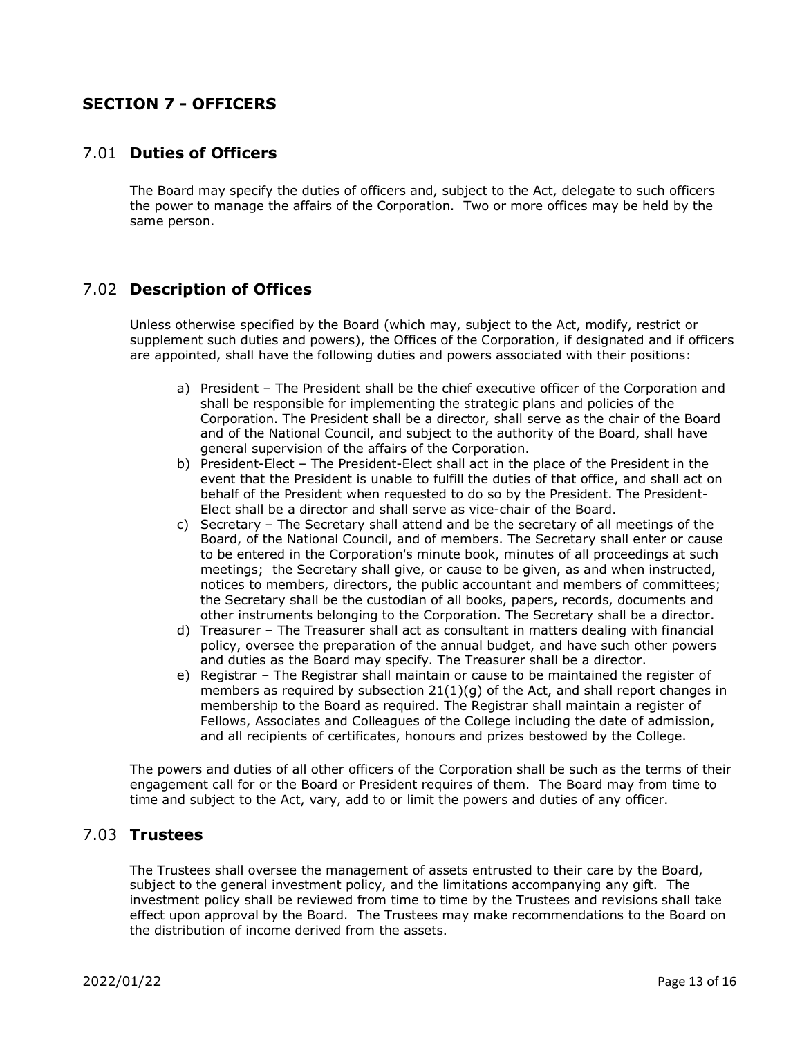## SECTION 7 - OFFICERS

### 7.01 **Duties of Officers**

The Board may specify the duties of officers and, subject to the Act, delegate to such officers the power to manage the affairs of the Corporation. Two or more offices may be held by the same person.

### 7.02 **Description of Offices**

Unless otherwise specified by the Board (which may, subject to the Act, modify, restrict or supplement such duties and powers), the Offices of the Corporation, if designated and if officers are appointed, shall have the following duties and powers associated with their positions:

a) President – The President shall be the chief executive officer of the Corporation and shall be responsible for implementing the strategic plans and policies of the Corporation. The President shall be a director, shall serve as the chair of the Board and of the National Council, and subject to the authority of the Board, shall have general supervision of the affairs of the Corporation.
b) President-Elect – The President-Elect shall act in the place of the President in the event that the President is unable to fulfill the duties of that office, and shall act on behalf of the President when requested to do so by the President. The President-Elect shall be a director and shall serve as vice-chair of the Board.
c) Secretary – The Secretary shall attend and be the secretary of all meetings of the Board, of the National Council, and of members. The Secretary shall enter or cause to be entered in the Corporation's minute book, minutes of all proceedings at such meetings; the Secretary shall give, or cause to be given, as and when instructed, notices to members, directors, the public accountant and members of committees; the Secretary shall be the custodian of all books, papers, records, documents and other instruments belonging to the Corporation. The Secretary shall be a director.
d) Treasurer – The Treasurer shall act as consultant in matters dealing with financial policy, oversee the preparation of the annual budget, and have such other powers and duties as the Board may specify. The Treasurer shall be a director.
e) Registrar – The Registrar shall maintain or cause to be maintained the register of members as required by subsection 21(1)(g) of the Act, and shall report changes in membership to the Board as required. The Registrar shall maintain a register of Fellows, Associates and Colleagues of the College including the date of admission, and all recipients of certificates, honours and prizes bestowed by the College.

The powers and duties of all other officers of the Corporation shall be such as the terms of their engagement call for or the Board or President requires of them. The Board may from time to time and subject to the Act, vary, add to or limit the powers and duties of any officer.

### 7.03 **Trustees**

The Trustees shall oversee the management of assets entrusted to their care by the Board, subject to the general investment policy, and the limitations accompanying any gift. The investment policy shall be reviewed from time to time by the Trustees and revisions shall take effect upon approval by the Board. The Trustees may make recommendations to the Board on the distribution of income derived from the assets.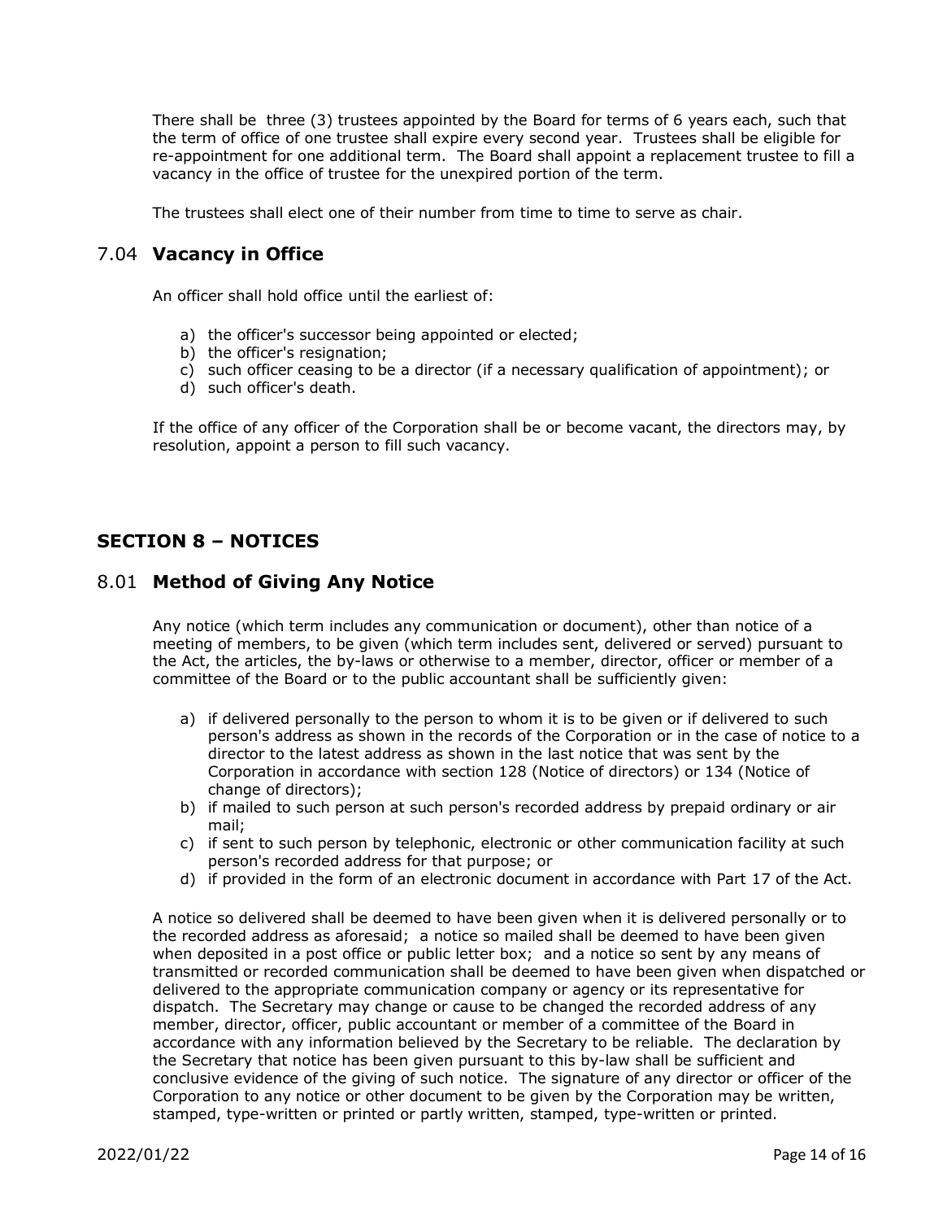There shall be three (3) trustees appointed by the Board for terms of 6 years each, such that the term of office of one trustee shall expire every second year. Trustees shall be eligible for re-appointment for one additional term. The Board shall appoint a replacement trustee to fill a vacancy in the office of trustee for the unexpired portion of the term.

The trustees shall elect one of their number from time to time to serve as chair.

## 7.04 **Vacancy in Office**

An officer shall hold office until the earliest of:

a) the officer's successor being appointed or elected;
b) the officer's resignation;
c) such officer ceasing to be a director (if a necessary qualification of appointment); or
d) such officer's death.

If the office of any officer of the Corporation shall be or become vacant, the directors may, by resolution, appoint a person to fill such vacancy.

# SECTION 8 – NOTICES

## 8.01 **Method of Giving Any Notice**

Any notice (which term includes any communication or document), other than notice of a meeting of members, to be given (which term includes sent, delivered or served) pursuant to the Act, the articles, the by-laws or otherwise to a member, director, officer or member of a committee of the Board or to the public accountant shall be sufficiently given:

a) if delivered personally to the person to whom it is to be given or if delivered to such person's address as shown in the records of the Corporation or in the case of notice to a director to the latest address as shown in the last notice that was sent by the Corporation in accordance with section 128 (Notice of directors) or 134 (Notice of change of directors);
b) if mailed to such person at such person's recorded address by prepaid ordinary or air mail;
c) if sent to such person by telephonic, electronic or other communication facility at such person's recorded address for that purpose; or
d) if provided in the form of an electronic document in accordance with Part 17 of the Act.

A notice so delivered shall be deemed to have been given when it is delivered personally or to the recorded address as aforesaid; a notice so mailed shall be deemed to have been given when deposited in a post office or public letter box; and a notice so sent by any means of transmitted or recorded communication shall be deemed to have been given when dispatched or delivered to the appropriate communication company or agency or its representative for dispatch. The Secretary may change or cause to be changed the recorded address of any member, director, officer, public accountant or member of a committee of the Board in accordance with any information believed by the Secretary to be reliable. The declaration by the Secretary that notice has been given pursuant to this by-law shall be sufficient and conclusive evidence of the giving of such notice. The signature of any director or officer of the Corporation to any notice or other document to be given by the Corporation may be written, stamped, type-written or printed or partly written, stamped, type-written or printed.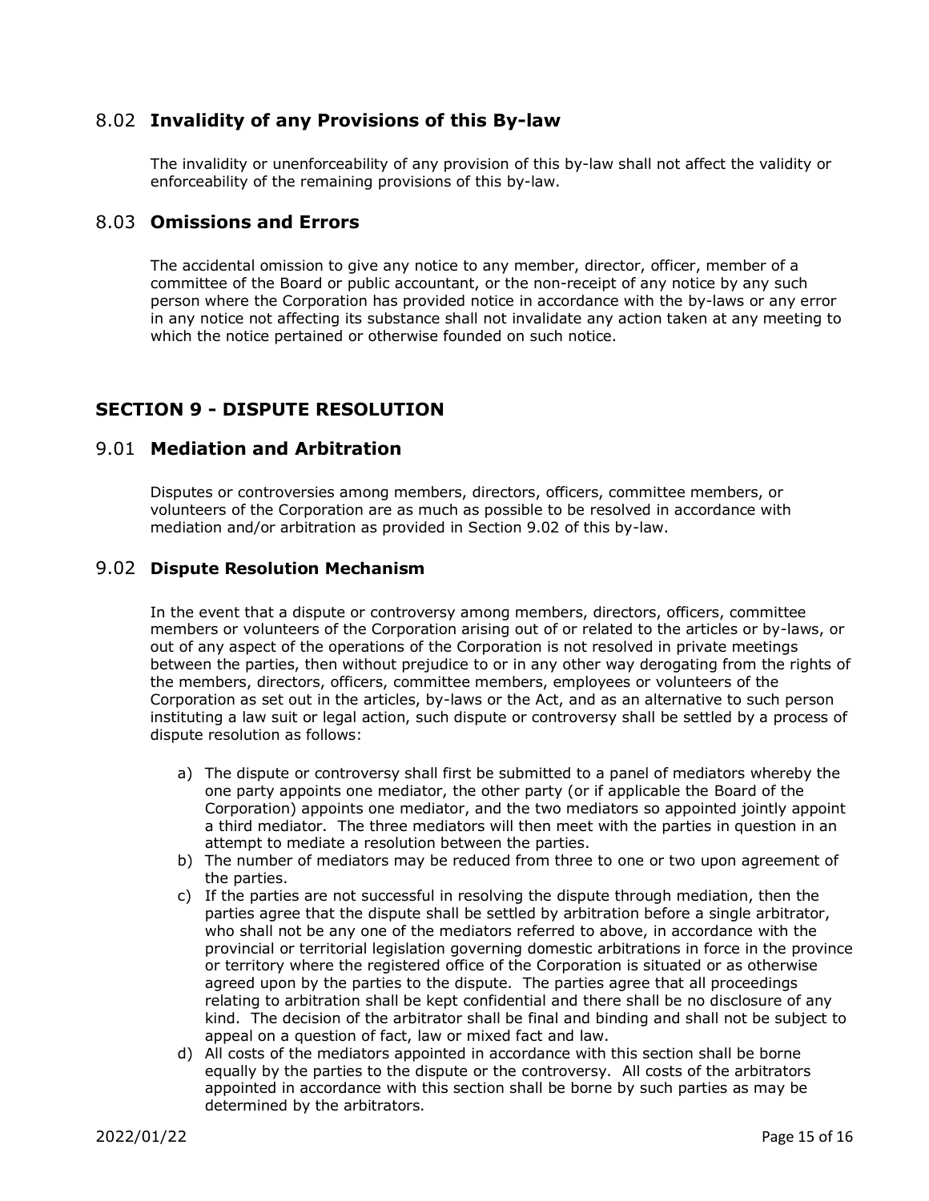## 8.02 **Invalidity of any Provisions of this By-law**

The invalidity or unenforceability of any provision of this by-law shall not affect the validity or enforceability of the remaining provisions of this by-law.

## 8.03 **Omissions and Errors**

The accidental omission to give any notice to any member, director, officer, member of a committee of the Board or public accountant, or the non-receipt of any notice by any such person where the Corporation has provided notice in accordance with the by-laws or any error in any notice not affecting its substance shall not invalidate any action taken at any meeting to which the notice pertained or otherwise founded on such notice.

# SECTION 9 - DISPUTE RESOLUTION

## 9.01 **Mediation and Arbitration**

Disputes or controversies among members, directors, officers, committee members, or volunteers of the Corporation are as much as possible to be resolved in accordance with mediation and/or arbitration as provided in Section 9.02 of this by-law.

### 9.02 **Dispute Resolution Mechanism**

In the event that a dispute or controversy among members, directors, officers, committee members or volunteers of the Corporation arising out of or related to the articles or by-laws, or out of any aspect of the operations of the Corporation is not resolved in private meetings between the parties, then without prejudice to or in any other way derogating from the rights of the members, directors, officers, committee members, employees or volunteers of the Corporation as set out in the articles, by-laws or the Act, and as an alternative to such person instituting a law suit or legal action, such dispute or controversy shall be settled by a process of dispute resolution as follows:

a) The dispute or controversy shall first be submitted to a panel of mediators whereby the one party appoints one mediator, the other party (or if applicable the Board of the Corporation) appoints one mediator, and the two mediators so appointed jointly appoint a third mediator. The three mediators will then meet with the parties in question in an attempt to mediate a resolution between the parties.
b) The number of mediators may be reduced from three to one or two upon agreement of the parties.
c) If the parties are not successful in resolving the dispute through mediation, then the parties agree that the dispute shall be settled by arbitration before a single arbitrator, who shall not be any one of the mediators referred to above, in accordance with the provincial or territorial legislation governing domestic arbitrations in force in the province or territory where the registered office of the Corporation is situated or as otherwise agreed upon by the parties to the dispute. The parties agree that all proceedings relating to arbitration shall be kept confidential and there shall be no disclosure of any kind. The decision of the arbitrator shall be final and binding and shall not be subject to appeal on a question of fact, law or mixed fact and law.
d) All costs of the mediators appointed in accordance with this section shall be borne equally by the parties to the dispute or the controversy. All costs of the arbitrators appointed in accordance with this section shall be borne by such parties as may be determined by the arbitrators.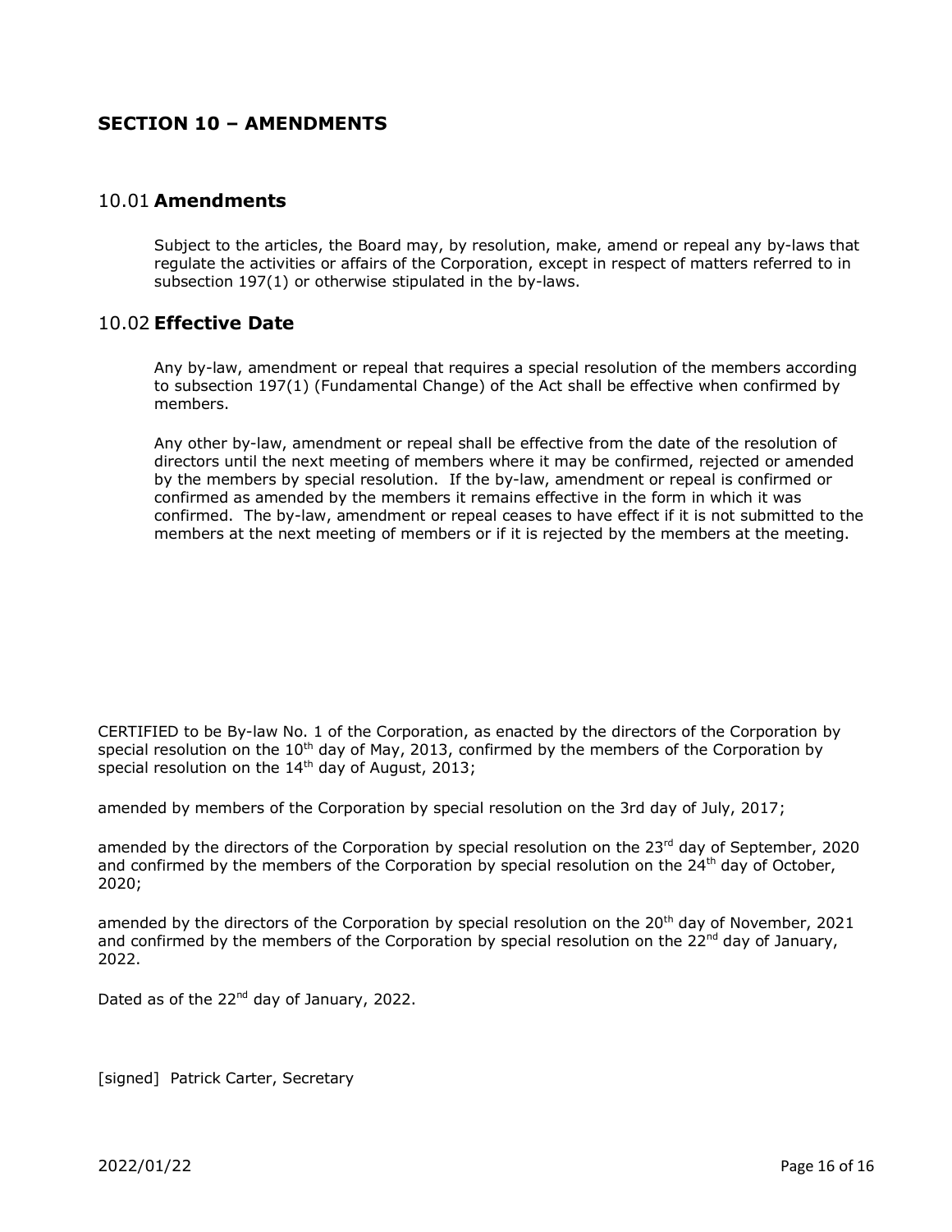## SECTION 10 – AMENDMENTS

### 10.01 **Amendments**

Subject to the articles, the Board may, by resolution, make, amend or repeal any by-laws that regulate the activities or affairs of the Corporation, except in respect of matters referred to in subsection 197(1) or otherwise stipulated in the by-laws.

### 10.02 **Effective Date**

Any by-law, amendment or repeal that requires a special resolution of the members according to subsection 197(1) (Fundamental Change) of the Act shall be effective when confirmed by members.

Any other by-law, amendment or repeal shall be effective from the date of the resolution of directors until the next meeting of members where it may be confirmed, rejected or amended by the members by special resolution. If the by-law, amendment or repeal is confirmed or confirmed as amended by the members it remains effective in the form in which it was confirmed. The by-law, amendment or repeal ceases to have effect if it is not submitted to the members at the next meeting of members or if it is rejected by the members at the meeting.

CERTIFIED to be By-law No. 1 of the Corporation, as enacted by the directors of the Corporation by special resolution on the 10th day of May, 2013, confirmed by the members of the Corporation by special resolution on the 14th day of August, 2013;

amended by members of the Corporation by special resolution on the 3rd day of July, 2017;

amended by the directors of the Corporation by special resolution on the 23rd day of September, 2020 and confirmed by the members of the Corporation by special resolution on the 24th day of October, 2020;

amended by the directors of the Corporation by special resolution on the 20th day of November, 2021 and confirmed by the members of the Corporation by special resolution on the 22nd day of January, 2022.

Dated as of the 22nd day of January, 2022.

[signed] Patrick Carter, Secretary

2022/01/22